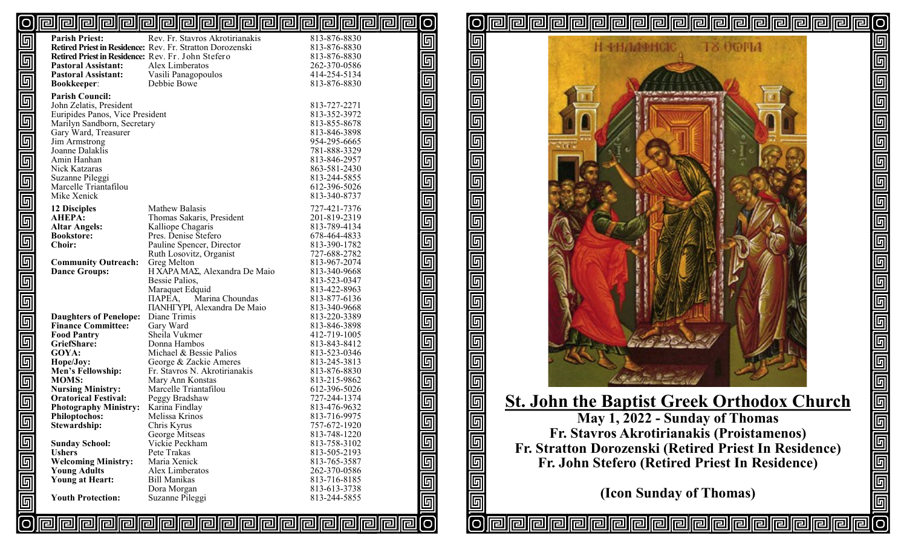| | | |
|---|---|---|
| **Parish Priest:** | Rev. Fr. Stavros Akrotirianakis | 813-876-8830 |
| **Retired Priest in Residence:** | Rev. Fr. Stratton Dorozenski | 813-876-8830 |
| **Retired Priest in Residence:** | Rev. Fr. John Stefero | 813-876-8830 |
| **Pastoral Assistant:** | Alex Limberatos | 262-370-0586 |
| **Pastoral Assistant:** | Vasili Panagopoulos | 414-254-5134 |
| **Bookkeeper**: | Debbie Bowe | 813-876-8830 |

**Parish Council:**

| | |
|---|---|
| John Zelatis, President | 813-727-2271 |
| Euripides Panos, Vice President | 813-352-3972 |
| Marilyn Sandborn, Secretary | 813-855-8678 |
| Gary Ward, Treasurer | 813-846-3898 |
| Jim Armstrong | 954-295-6665 |
| Joanne Dalaklis | 781-888-3329 |
| Amin Hanhan | 813-846-2957 |
| Nick Katzaras | 863-581-2430 |
| Suzanne Pileggi | 813-244-5855 |
| Marcelle Triantafilou | 612-396-5026 |
| Mike Xenick | 813-340-8737 |

| | | |
|---|---|---|
| **12 Disciples** | Mathew Balasis | 727-421-7376 |
| **AHEPA:** | Thomas Sakaris, President | 201-819-2319 |
| **Altar Angels:** | Kalliope Chagaris | 813-789-4134 |
| **Bookstore:** | Pres. Denise Stefero | 678-464-4833 |
| **Choir:** | Pauline Spencer, Director | 813-390-1782 |
| | Ruth Losovitz, Organist | 727-688-2782 |
| **Community Outreach:** | Greg Melton | 813-967-2074 |
| **Dance Groups:** | Η ΧΑΡΑ ΜΑΣ, Alexandra De Maio | 813-340-9668 |
| | Bessie Palios, | 813-523-0347 |
| | Maraquet Edquid | 813-422-8963 |
| | ΠΑΡΕΑ, Marina Choundas | 813-877-6136 |
| | ΠΑΝΗΓΥΡΙ, Alexandra De Maio | 813-340-9668 |
| **Daughters of Penelope:** | Diane Trimis | 813-220-3389 |
| **Finance Committee:** | Gary Ward | 813-846-3898 |
| **Food Pantry** | Sheila Vukmer | 412-719-1005 |
| **GriefShare:** | Donna Hambos | 813-843-8412 |
| **GOYA:** | Michael & Bessie Palios | 813-523-0346 |
| **Hope/Joy:** | George & Zackie Ameres | 813-245-3813 |
| **Men's Fellowship:** | Fr. Stavros N. Akrotirianakis | 813-876-8830 |
| **MOMS:** | Mary Ann Konstas | 813-215-9862 |
| **Nursing Ministry:** | Marcelle Triantafilou | 612-396-5026 |
| **Oratorical Festival:** | Peggy Bradshaw | 727-244-1374 |
| **Photography Ministry:** | Karina Findlay | 813-476-9632 |
| **Philoptochos:** | Melissa Krinos | 813-716-9975 |
| **Stewardship:** | Chris Kyrus | 757-672-1920 |
| | George Mitseas | 813-748-1220 |
| **Sunday School:** | Vickie Peckham | 813-758-3102 |
| **Ushers** | Pete Trakas | 813-505-2193 |
| **Welcoming Ministry:** | Maria Xenick | 813-765-3587 |
| **Young Adults** | Alex Limberatos | 262-370-0586 |
| **Young at Heart:** | Bill Manikas | 813-716-8185 |
| | Dora Morgan | 813-613-3738 |
| **Youth Protection:** | Suzanne Pileggi | 813-244-5855 |

# St. John the Baptist Greek Orthodox Church

**May 1, 2022 - Sunday of Thomas**

**Fr. Stavros Akrotirianakis (Proistamenos)**

**Fr. Stratton Dorozenski (Retired Priest In Residence)**

**Fr. John Stefero (Retired Priest In Residence)**

**(Icon Sunday of Thomas)**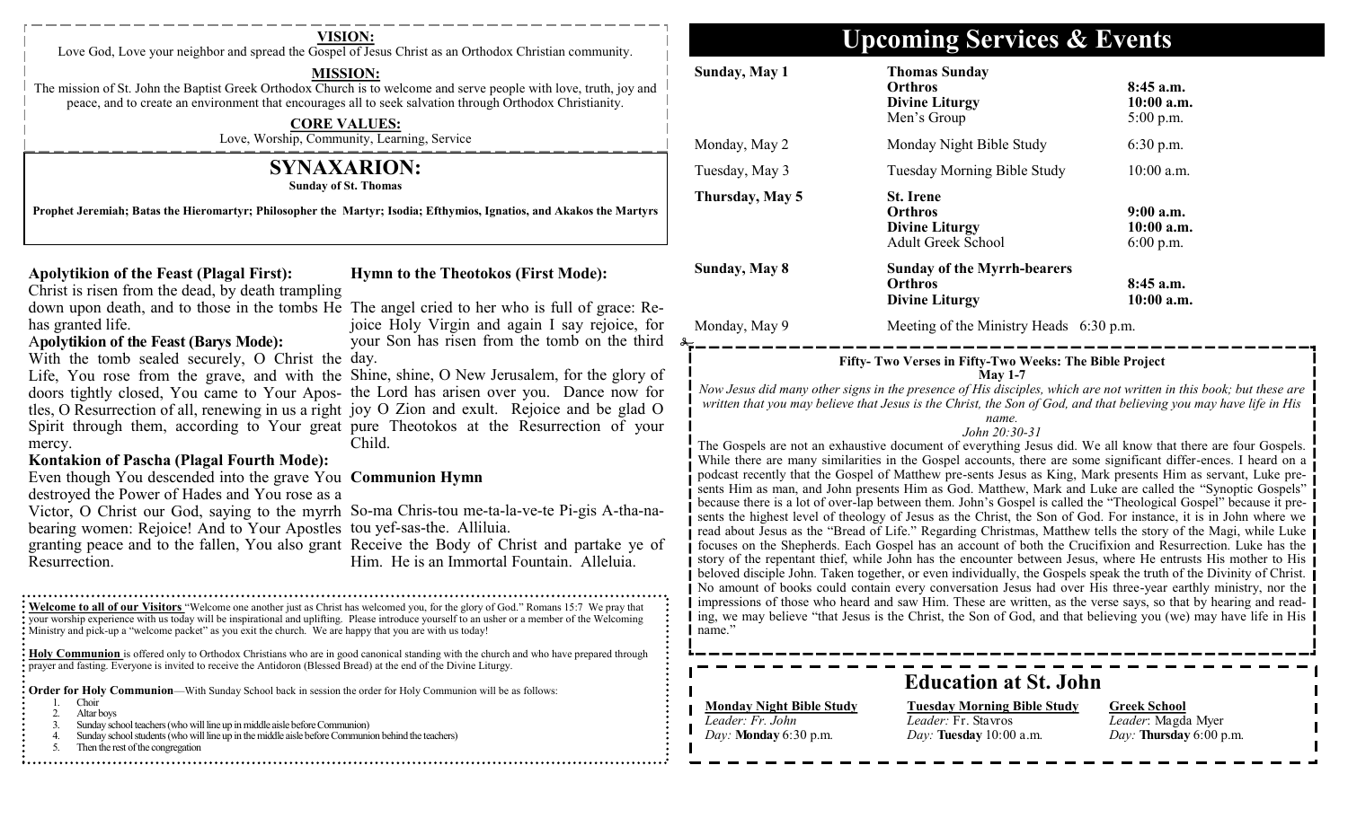**VISION:**

Love God, Love your neighbor and spread the Gospel of Jesus Christ as an Orthodox Christian community.

**MISSION:**

The mission of St. John the Baptist Greek Orthodox Church is to welcome and serve people with love, truth, joy and peace, and to create an environment that encourages all to seek salvation through Orthodox Christianity.

**CORE VALUES:**

Love, Worship, Community, Learning, Service

## SYNAXARION:

**Sunday of St. Thomas**

**Prophet Jeremiah; Batas the Hieromartyr; Philosopher the Martyr; Isodia; Efthymios, Ignatios, and Akakos the Martyrs**

**Apolytikion of the Feast (Plagal First):**

Christ is risen from the dead, by death trampling down upon death, and to those in the tombs He has granted life.

**Apolytikion of the Feast (Barys Mode):**

With the tomb sealed securely, O Christ the Life, You rose from the grave, and with the doors tightly closed, You came to Your Apostles, O Resurrection of all, renewing in us a right Spirit through them, according to Your great mercy.

**Kontakion of Pascha (Plagal Fourth Mode):**

Even though You descended into the grave You destroyed the Power of Hades and You rose as a Victor, O Christ our God, saying to the myrrh bearing women: Rejoice! And to Your Apostles granting peace and to the fallen, You also grant Resurrection.

**Hymn to the Theotokos (First Mode):**

The angel cried to her who is full of grace: Rejoice Holy Virgin and again I say rejoice, for your Son has risen from the tomb on the third day.

Shine, shine, O New Jerusalem, for the glory of the Lord has arisen over you. Dance now for joy O Zion and exult. Rejoice and be glad O pure Theotokos at the Resurrection of your Child.

**Communion Hymn**

So-ma Chris-tou me-ta-la-ve-te Pi-gis A-tha-na-tou yef-sas-the. Alliluia.

Receive the Body of Christ and partake ye of Him. He is an Immortal Fountain. Alleluia.

**Welcome to all of our Visitors** "Welcome one another just as Christ has welcomed you, for the glory of God." Romans 15:7 We pray that your worship experience with us today will be inspirational and uplifting. Please introduce yourself to an usher or a member of the Welcoming Ministry and pick-up a "welcome packet" as you exit the church. We are happy that you are with us today!

**Holy Communion** is offered only to Orthodox Christians who are in good canonical standing with the church and who have prepared through prayer and fasting. Everyone is invited to receive the Antidoron (Blessed Bread) at the end of the Divine Liturgy.

**Order for Holy Communion**—With Sunday School back in session the order for Holy Communion will be as follows:

1. Choir
2. Altar boys
3. Sunday school teachers (who will line up in middle aisle before Communion)
4. Sunday school students (who will line up in the middle aisle before Communion behind the teachers)
5. Then the rest of the congregation

# Upcoming Services & Events

| | | |
|---|---|---|
| **Sunday, May 1** | **Thomas Sunday** | |
| | **Orthros** | **8:45 a.m.** |
| | **Divine Liturgy** | **10:00 a.m.** |
| | Men's Group | 5:00 p.m. |
| Monday, May 2 | Monday Night Bible Study | 6:30 p.m. |
| Tuesday, May 3 | Tuesday Morning Bible Study | 10:00 a.m. |
| **Thursday, May 5** | **St. Irene** | |
| | **Orthros** | **9:00 a.m.** |
| | **Divine Liturgy** | **10:00 a.m.** |
| | Adult Greek School | 6:00 p.m. |
| **Sunday, May 8** | **Sunday of the Myrrh-bearers** | |
| | **Orthros** | **8:45 a.m.** |
| | **Divine Liturgy** | **10:00 a.m.** |
| Monday, May 9 | Meeting of the Ministry Heads | 6:30 p.m. |

**Fifty- Two Verses in Fifty-Two Weeks: The Bible Project**

**May 1-7**

*Now Jesus did many other signs in the presence of His disciples, which are not written in this book; but these are written that you may believe that Jesus is the Christ, the Son of God, and that believing you may have life in His name.*

*John 20:30-31*

The Gospels are not an exhaustive document of everything Jesus did. We all know that there are four Gospels. While there are many similarities in the Gospel accounts, there are some significant differ-ences. I heard on a podcast recently that the Gospel of Matthew pre-sents Jesus as King, Mark presents Him as servant, Luke pre-sents Him as man, and John presents Him as God. Matthew, Mark and Luke are called the "Synoptic Gospels" because there is a lot of over-lap between them. John's Gospel is called the "Theological Gospel" because it pre-sents the highest level of theology of Jesus as the Christ, the Son of God. For instance, it is in John where we read about Jesus as the "Bread of Life." Regarding Christmas, Matthew tells the story of the Magi, while Luke focuses on the Shepherds. Each Gospel has an account of both the Crucifixion and Resurrection. Luke has the story of the repentant thief, while John has the encounter between Jesus, where He entrusts His mother to His beloved disciple John. Taken together, or even individually, the Gospels speak the truth of the Divinity of Christ. No amount of books could contain every conversation Jesus had over His three-year earthly ministry, nor the impressions of those who heard and saw Him. These are written, as the verse says, so that by hearing and reading, we may believe "that Jesus is the Christ, the Son of God, and that believing you (we) may have life in His name."

## Education at St. John

**Monday Night Bible Study**
*Leader:* Fr. John
*Day:* **Monday** 6:30 p.m.

**Tuesday Morning Bible Study**
*Leader:* Fr. Stavros
*Day:* **Tuesday** 10:00 a.m.

**Greek School**
*Leader*: Magda Myer
*Day:* **Thursday** 6:00 p.m.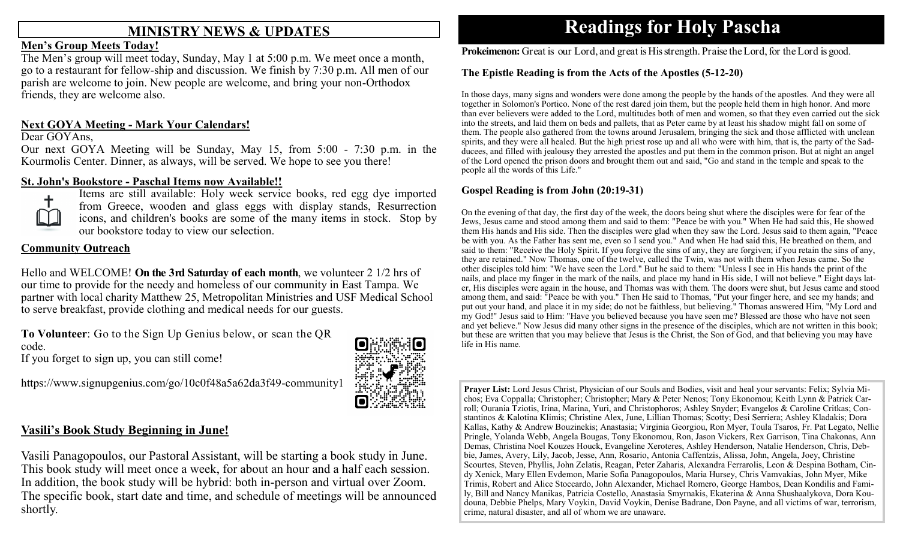## MINISTRY NEWS & UPDATES

**Men's Group Meets Today!**

The Men's group will meet today, Sunday, May 1 at 5:00 p.m. We meet once a month, go to a restaurant for fellow-ship and discussion. We finish by 7:30 p.m. All men of our parish are welcome to join. New people are welcome, and bring your non-Orthodox friends, they are welcome also.

**Next GOYA Meeting - Mark Your Calendars!**

Dear GOYAns,

Our next GOYA Meeting will be Sunday, May 15, from 5:00 - 7:30 p.m. in the Kourmolis Center. Dinner, as always, will be served. We hope to see you there!

**St. John's Bookstore - Paschal Items now Available!!**

Items are still available: Holy week service books, red egg dye imported from Greece, wooden and glass eggs with display stands, Resurrection icons, and children's books are some of the many items in stock. Stop by our bookstore today to view our selection.

**Community Outreach**

Hello and WELCOME! **On the 3rd Saturday of each month**, we volunteer 2 1/2 hrs of our time to provide for the needy and homeless of our community in East Tampa. We partner with local charity Matthew 25, Metropolitan Ministries and USF Medical School to serve breakfast, provide clothing and medical needs for our guests.

**To Volunteer**: Go to the Sign Up Genius below, or scan the QR code.

If you forget to sign up, you can still come!

https://www.signupgenius.com/go/10c0f48a5a62da3f49-community1

**Vasili's Book Study Beginning in June!**

Vasili Panagopoulos, our Pastoral Assistant, will be starting a book study in June. This book study will meet once a week, for about an hour and a half each session. In addition, the book study will be hybrid: both in-person and virtual over Zoom. The specific book, start date and time, and schedule of meetings will be announced shortly.

# Readings for Holy Pascha

**Prokeimenon:** Great is our Lord, and great is His strength. Praise the Lord, for the Lord is good.

**The Epistle Reading is from the Acts of the Apostles (5-12-20)**

In those days, many signs and wonders were done among the people by the hands of the apostles. And they were all together in Solomon's Portico. None of the rest dared join them, but the people held them in high honor. And more than ever believers were added to the Lord, multitudes both of men and women, so that they even carried out the sick into the streets, and laid them on beds and pallets, that as Peter came by at least his shadow might fall on some of them. The people also gathered from the towns around Jerusalem, bringing the sick and those afflicted with unclean spirits, and they were all healed. But the high priest rose up and all who were with him, that is, the party of the Sadducees, and filled with jealousy they arrested the apostles and put them in the common prison. But at night an angel of the Lord opened the prison doors and brought them out and said, "Go and stand in the temple and speak to the people all the words of this Life."

**Gospel Reading is from John (20:19-31)**

On the evening of that day, the first day of the week, the doors being shut where the disciples were for fear of the Jews, Jesus came and stood among them and said to them: "Peace be with you." When He had said this, He showed them His hands and His side. Then the disciples were glad when they saw the Lord. Jesus said to them again, "Peace be with you. As the Father has sent me, even so I send you." And when He had said this, He breathed on them, and said to them: "Receive the Holy Spirit. If you forgive the sins of any, they are forgiven; if you retain the sins of any, they are retained." Now Thomas, one of the twelve, called the Twin, was not with them when Jesus came. So the other disciples told him: "We have seen the Lord." But he said to them: "Unless I see in His hands the print of the nails, and place my finger in the mark of the nails, and place my hand in His side, I will not believe." Eight days later, His disciples were again in the house, and Thomas was with them. The doors were shut, but Jesus came and stood among them, and said: "Peace be with you." Then He said to Thomas, "Put your finger here, and see my hands; and put out your hand, and place it in my side; do not be faithless, but believing." Thomas answered Him, "My Lord and my God!" Jesus said to Him: "Have you believed because you have seen me? Blessed are those who have not seen and yet believe." Now Jesus did many other signs in the presence of the disciples, which are not written in this book; but these are written that you may believe that Jesus is the Christ, the Son of God, and that believing you may have life in His name.

**Prayer List:** Lord Jesus Christ, Physician of our Souls and Bodies, visit and heal your servants: Felix; Sylvia Michos; Eva Coppalla; Christopher; Christopher; Mary & Peter Nenos; Tony Ekonomou; Keith Lynn & Patrick Carroll; Ourania Tziotis, Irina, Marina, Yuri, and Christophoros; Ashley Snyder; Evangelos & Caroline Critkas; Constantinos & Kalotina Klimis; Christine Alex, June, Lillian Thomas; Scotty; Desi Serriera; Ashley Kladakis; Dora Kallas, Kathy & Andrew Bouzinekis; Anastasia; Virginia Georgiou, Ron Myer, Toula Tsaros, Fr. Pat Legato, Nellie Pringle, Yolanda Webb, Angela Bougas, Tony Ekonomou, Ron, Jason Vickers, Rex Garrison, Tina Chakonas, Ann Demas, Christina Noel Kouzes Houck, Evangeline Xeroteres, Ashley Henderson, Natalie Henderson, Chris, Debbie, James, Avery, Lily, Jacob, Jesse, Ann, Rosario, Antonia Caffentzis, Alissa, John, Angela, Joey, Christine Scourtes, Steven, Phyllis, John Zelatis, Reagan, Peter Zaharis, Alexandra Ferrarolis, Leon & Despina Botham, Cindy Xenick, Mary Ellen Evdemon, Marie Sofia Panagopoulos, Maria Hursey, Chris Vamvakias, John Myer, Mike Trimis, Robert and Alice Stoccardo, John Alexander, Michael Romero, George Hambos, Dean Kondilis and Family, Bill and Nancy Manikas, Patricia Costello, Anastasia Smyrnakis, Ekaterina & Anna Shushaalykova, Dora Koudouna, Debbie Phelps, Mary Voykin, David Voykin, Denise Badrane, Don Payne, and all victims of war, terrorism, crime, natural disaster, and all of whom we are unaware.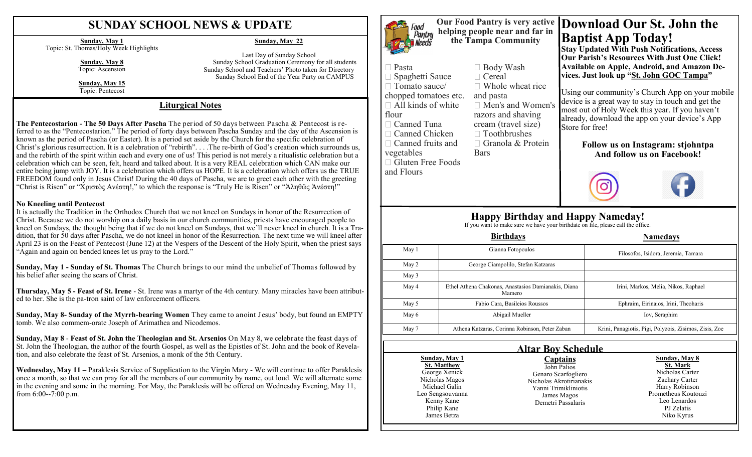# SUNDAY SCHOOL NEWS & UPDATE

**Sunday, May 1**
Topic: St. Thomas/Holy Week Highlights

**Sunday, May 8**
Topic: Ascension

**Sunday, May 15**
Topic: Pentecost

**Sunday, May 22**
Last Day of Sunday School
Sunday School Graduation Ceremony for all students
Sunday School and Teachers' Photo taken for Directory
Sunday School End of the Year Party on CAMPUS

## Liturgical Notes

**The Pentecostarion - The 50 Days After Pascha** The period of 50 days between Pascha & Pentecost is referred to as the "Pentecostarion." The period of forty days between Pascha Sunday and the day of the Ascension is known as the period of Pascha (or Easter). It is a period set aside by the Church for the specific celebration of Christ's glorious resurrection. It is a celebration of "rebirth". . . .The re-birth of God's creation which surrounds us, and the rebirth of the spirit within each and every one of us! This period is not merely a ritualistic celebration but a celebration which can be seen, felt, heard and talked about. It is a very REAL celebration which CAN make our entire being jump with JOY. It is a celebration which offers us HOPE. It is a celebration which offers us the TRUE FREEDOM found only in Jesus Christ! During the 40 days of Pascha, we are to greet each other with the greeting "Christ is Risen" or "Χριστὸς Ἀνέστη!," to which the response is "Truly He is Risen" or "Ἀληθῶς Ἀνέστη!"

**No Kneeling until Pentecost**
It is actually the Tradition in the Orthodox Church that we not kneel on Sundays in honor of the Resurrection of Christ. Because we do not worship on a daily basis in our church communities, priests have encouraged people to kneel on Sundays, the thought being that if we do not kneel on Sundays, that we'll never kneel in church. It is a Tradition, that for 50 days after Pascha, we do not kneel in honor of the Resurrection. The next time we will kneel after April 23 is on the Feast of Pentecost (June 12) at the Vespers of the Descent of the Holy Spirit, when the priest says "Again and again on bended knees let us pray to the Lord."

**Sunday, May 1 - Sunday of St. Thomas** The Church brings to our mind the unbelief of Thomas followed by his belief after seeing the scars of Christ.

**Thursday, May 5 - Feast of St. Irene** - St. Irene was a martyr of the 4th century. Many miracles have been attributed to her. She is the pa-tron saint of law enforcement officers.

**Sunday, May 8- Sunday of the Myrrh-bearing Women** They came to anoint Jesus' body, but found an EMPTY tomb. We also commem-orate Joseph of Arimathea and Nicodemos.

**Sunday, May 8** - **Feast of St. John the Theologian and St. Arsenios** On May 8, we celebrate the feast days of St. John the Theologian, the author of the fourth Gospel, as well as the Epistles of St. John and the book of Revelation, and also celebrate the feast of St. Arsenios, a monk of the 5th Century.

**Wednesday, May 11 –** Paraklesis Service of Supplication to the Virgin Mary - We will continue to offer Paraklesis once a month, so that we can pray for all the members of our community by name, out loud. We will alternate some in the evening and some in the morning. For May, the Paraklesis will be offered on Wednesday Evening, May 11, from 6:00--7:00 p.m.

## Our Food Pantry is very active helping people near and far in the Tampa Community

- Pasta
- Spaghetti Sauce
- Tomato sauce/ chopped tomatoes etc.
- All kinds of white flour
- Canned Tuna
- Canned Chicken
- Canned fruits and vegetables
- Gluten Free Foods and Flours
- Body Wash
- Cereal
- Whole wheat rice and pasta
- Men's and Women's razors and shaving cream (travel size)
- Toothbrushes
- Granola & Protein Bars

## Download Our St. John the Baptist App Today!

**Stay Updated With Push Notifications, Access Our Parish's Resources With Just One Click! Available on Apple, Android, and Amazon Devices. Just look up "St. John GOC Tampa"**

Using our community's Church App on your mobile device is a great way to stay in touch and get the most out of Holy Week this year. If you haven't already, download the app on your device's App Store for free!

**Follow us on Instagram: stjohntpa**
**And follow us on Facebook!**

## Happy Birthday and Happy Nameday!

If you want to make sure we have your birthdate on file, please call the office.

| | Birthdays | Namedays |
|---|---|---|
| May 1 | Gianna Fotopoulos | Filosofos, Isidora, Jeremia, Tamara |
| May 2 | George Ciampolilo, Stefan Katzaras | |
| May 3 | | |
| May 4 | Ethel Athena Chakonas, Anastasios Damianakis, Diana Mamero | Irini, Markos, Melia, Nikos, Raphael |
| May 5 | Fabio Cara, Basileios Roussos | Ephraim, Eirinaios, Irini, Theoharis |
| May 6 | Abigail Mueller | Iov, Seraphim |
| May 7 | Athena Katzaras, Corinna Robinson, Peter Zaban | Krini, Panagiotis, Pigi, Polyzois, Zisimos, Zisis, Zoe |

## Altar Boy Schedule

**Sunday, May 1**
**St. Matthew**
George Xenick
Nicholas Magos
Michael Galin
Leo Sengsouvanna
Kenny Kane
Philip Kane
James Betza

**Captains**
John Palios
Genaro Scarfogliero
Nicholas Akrotirianakis
Yanni Trimikliniotis
James Magos
Demetri Passalaris

**Sunday, May 8**
**St. Mark**
Nicholas Carter
Zachary Carter
Harry Robinson
Prometheus Koutouzi
Leo Lenardos
PJ Zelatis
Niko Kyrus